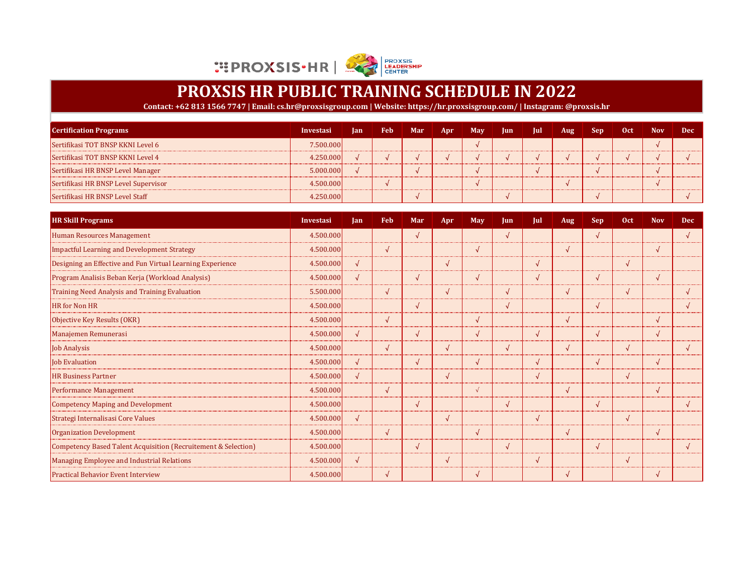PROXSIS•HR | PROXSIS LEADERSHIP CENTER

# PROXSIS HR PUBLIC TRAINING SCHEDULE IN 2022

**Contact: +62 813 1566 7747 | Email: cs.hr@proxsisgroup.com | Website: https://hr.proxsisgroup.com/ | Instagram: @proxsis.hr**

| Certification Programs | Investasi | Jan | Feb | Mar | Apr | May | Jun | Jul | Aug | Sep | Oct | Nov | Dec |
|---|---|---|---|---|---|---|---|---|---|---|---|---|---|
| Sertifikasi TOT BNSP KKNI Level 6 | 7.500.000 | | | | | √ | | | | | | √ | |
| Sertifikasi TOT BNSP KKNI Level 4 | 4.250.000 | √ | √ | √ | √ | √ | √ | √ | √ | √ | √ | √ | √ |
| Sertifikasi HR BNSP Level Manager | 5.000.000 | √ | | √ | | √ | | √ | | √ | | √ | |
| Sertifikasi HR BNSP Level Supervisor | 4.500.000 | | √ | | | √ | | | √ | | | √ | |
| Sertifikasi HR BNSP Level Staff | 4.250.000 | | | √ | | | √ | | | √ | | | √ |

| HR Skill Programs | Investasi | Jan | Feb | Mar | Apr | May | Jun | Jul | Aug | Sep | Oct | Nov | Dec |
|---|---|---|---|---|---|---|---|---|---|---|---|---|---|
| Human Resources Management | 4.500.000 | | | √ | | | √ | | | √ | | | √ |
| Impactful Learning and Development Strategy | 4.500.000 | | √ | | | √ | | | √ | | | √ | |
| Designing an Effective and Fun Virtual Learning Experience | 4.500.000 | √ | | | √ | | | √ | | | √ | | |
| Program Analisis Beban Kerja (Workload Analysis) | 4.500.000 | √ | | √ | | √ | | √ | | √ | | √ | |
| Training Need Analysis and Training Evaluation | 5.500.000 | | √ | | √ | | √ | | √ | | √ | | √ |
| HR for Non HR | 4.500.000 | | | √ | | | √ | | | √ | | | √ |
| Objective Key Results (OKR) | 4.500.000 | | √ | | | √ | | | √ | | | √ | |
| Manajemen Remunerasi | 4.500.000 | √ | | √ | | √ | | √ | | √ | | √ | |
| Job Analysis | 4.500.000 | | √ | | √ | | √ | | √ | | √ | | √ |
| Job Evaluation | 4.500.000 | √ | | √ | | √ | | √ | | √ | | √ | |
| HR Business Partner | 4.500.000 | √ | | | √ | | | √ | | | √ | | |
| Performance Management | 4.500.000 | | √ | | | √ | | | √ | | | √ | |
| Competency Maping and Development | 4.500.000 | | | √ | | | √ | | | √ | | | √ |
| Strategi Internalisasi Core Values | 4.500.000 | √ | | | √ | | | √ | | | √ | | |
| Organization Development | 4.500.000 | | √ | | | √ | | | √ | | | √ | |
| Competency Based Talent Acquisition (Recruitement & Selection) | 4.500.000 | | | √ | | | √ | | | √ | | | √ |
| Managing Employee and Industrial Relations | 4.500.000 | √ | | | √ | | | √ | | | √ | | |
| Practical Behavior Event Interview | 4.500.000 | | √ | | | √ | | | √ | | | √ | |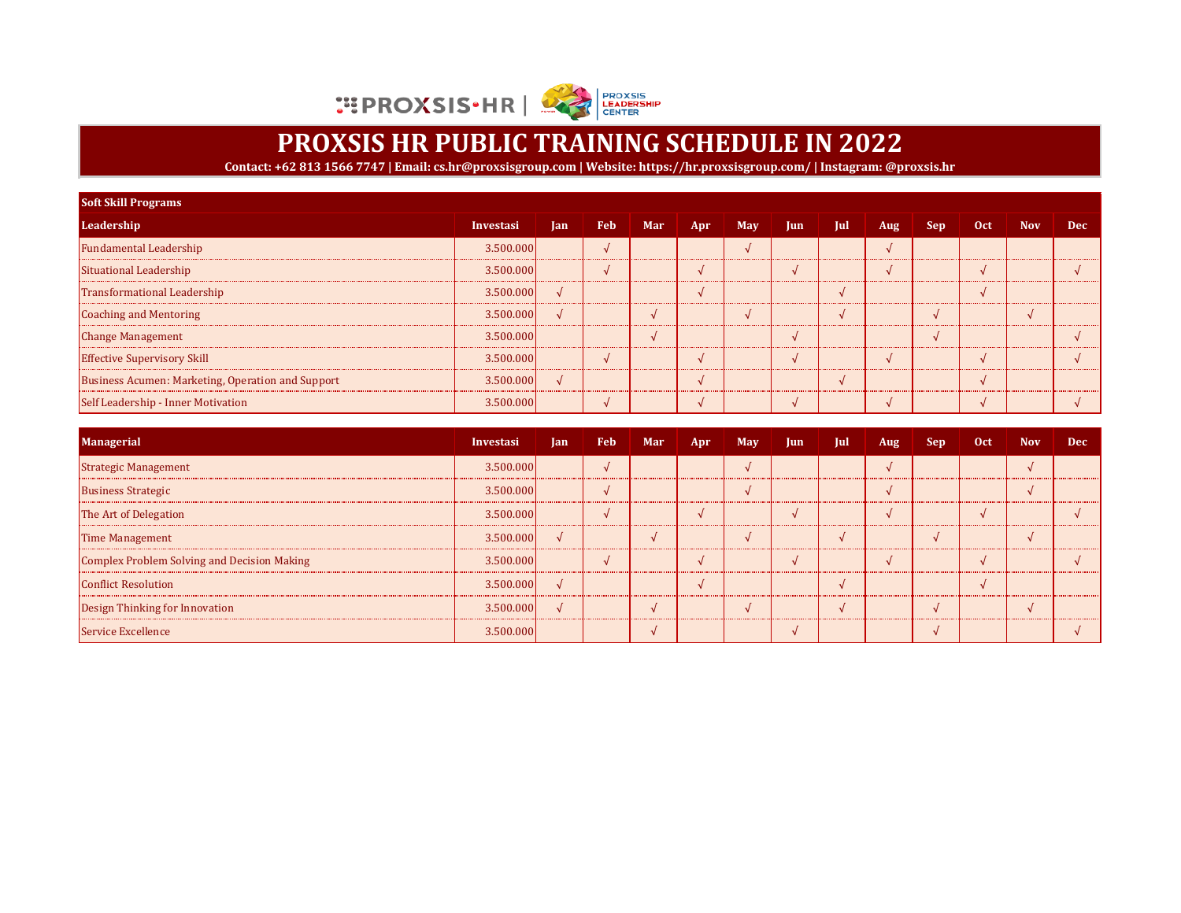# PROXSIS HR PUBLIC TRAINING SCHEDULE IN 2022

**Contact: +62 813 1566 7747 | Email: cs.hr@proxsisgroup.com | Website: https://hr.proxsisgroup.com/ | Instagram: @proxsis.hr**

**Soft Skill Programs**

| Leadership | Investasi | Jan | Feb | Mar | Apr | May | Jun | Jul | Aug | Sep | Oct | Nov | Dec |
|---|---|---|---|---|---|---|---|---|---|---|---|---|---|
| Fundamental Leadership | 3.500.000 | | √ | | | √ | | | √ | | | | |
| Situational Leadership | 3.500.000 | | √ | | √ | | √ | | √ | | √ | | √ |
| Transformational Leadership | 3.500.000 | √ | | | √ | | | √ | | | √ | | |
| Coaching and Mentoring | 3.500.000 | √ | | √ | | √ | | √ | | √ | | √ | |
| Change Management | 3.500.000 | | | √ | | | √ | | | √ | | | √ |
| Effective Supervisory Skill | 3.500.000 | | √ | | √ | | √ | | √ | | √ | | √ |
| Business Acumen: Marketing, Operation and Support | 3.500.000 | √ | | | √ | | | √ | | | √ | | |
| Self Leadership - Inner Motivation | 3.500.000 | | √ | | √ | | √ | | √ | | √ | | √ |

| Managerial | Investasi | Jan | Feb | Mar | Apr | May | Jun | Jul | Aug | Sep | Oct | Nov | Dec |
|---|---|---|---|---|---|---|---|---|---|---|---|---|---|
| Strategic Management | 3.500.000 | | √ | | | √ | | | √ | | | √ | |
| Business Strategic | 3.500.000 | | √ | | | √ | | | √ | | | √ | |
| The Art of Delegation | 3.500.000 | | √ | | √ | | √ | | √ | | √ | | √ |
| Time Management | 3.500.000 | √ | | √ | | √ | | √ | | √ | | √ | |
| Complex Problem Solving and Decision Making | 3.500.000 | | √ | | √ | | √ | | √ | | √ | | √ |
| Conflict Resolution | 3.500.000 | √ | | | √ | | | √ | | | √ | | |
| Design Thinking for Innovation | 3.500.000 | √ | | √ | | √ | | √ | | √ | | √ | |
| Service Excellence | 3.500.000 | | | √ | | | √ | | | √ | | | √ |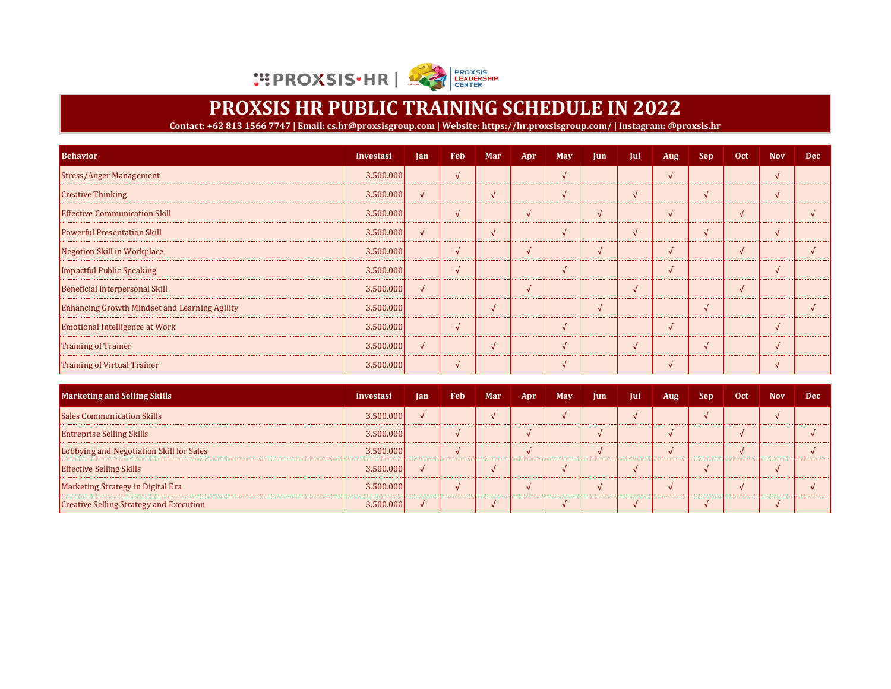# PROXSIS HR PUBLIC TRAINING SCHEDULE IN 2022

**Contact: +62 813 1566 7747 | Email: cs.hr@proxsisgroup.com | Website: https://hr.proxsisgroup.com/ | Instagram: @proxsis.hr**

| Behavior | Investasi | Jan | Feb | Mar | Apr | May | Jun | Jul | Aug | Sep | Oct | Nov | Dec |
|---|---|---|---|---|---|---|---|---|---|---|---|---|---|
| Stress/Anger Management | 3.500.000 | | √ | | | √ | | | √ | | | √ | |
| Creative Thinking | 3.500.000 | √ | | √ | | √ | | √ | | √ | | √ | |
| Effective Communication Skill | 3.500.000 | | √ | | √ | | √ | | √ | | √ | | √ |
| Powerful Presentation Skill | 3.500.000 | √ | | √ | | √ | | √ | | √ | | √ | |
| Negotion Skill in Workplace | 3.500.000 | | √ | | √ | | √ | | √ | | √ | | √ |
| Impactful Public Speaking | 3.500.000 | | √ | | | √ | | | √ | | | √ | |
| Beneficial Interpersonal Skill | 3.500.000 | √ | | | √ | | | √ | | | √ | | |
| Enhancing Growth Mindset and Learning Agility | 3.500.000 | | | √ | | | √ | | | √ | | | √ |
| Emotional Intelligence at Work | 3.500.000 | | √ | | | √ | | | √ | | | √ | |
| Training of Trainer | 3.500.000 | √ | | √ | | √ | | √ | | √ | | √ | |
| Training of Virtual Trainer | 3.500.000 | | √ | | | √ | | | √ | | | √ | |

| Marketing and Selling Skills | Investasi | Jan | Feb | Mar | Apr | May | Jun | Jul | Aug | Sep | Oct | Nov | Dec |
|---|---|---|---|---|---|---|---|---|---|---|---|---|---|
| Sales Communication Skills | 3.500.000 | √ | | √ | | √ | | √ | | √ | | √ | |
| Entreprise Selling Skills | 3.500.000 | | √ | | √ | | √ | | √ | | √ | | √ |
| Lobbying and Negotiation Skill for Sales | 3.500.000 | | √ | | √ | | √ | | √ | | √ | | √ |
| Effective Selling Skills | 3.500.000 | √ | | √ | | √ | | √ | | √ | | √ | |
| Marketing Strategy in Digital Era | 3.500.000 | | √ | | √ | | √ | | √ | | √ | | √ |
| Creative Selling Strategy and Execution | 3.500.000 | √ | | √ | | √ | | √ | | √ | | √ | |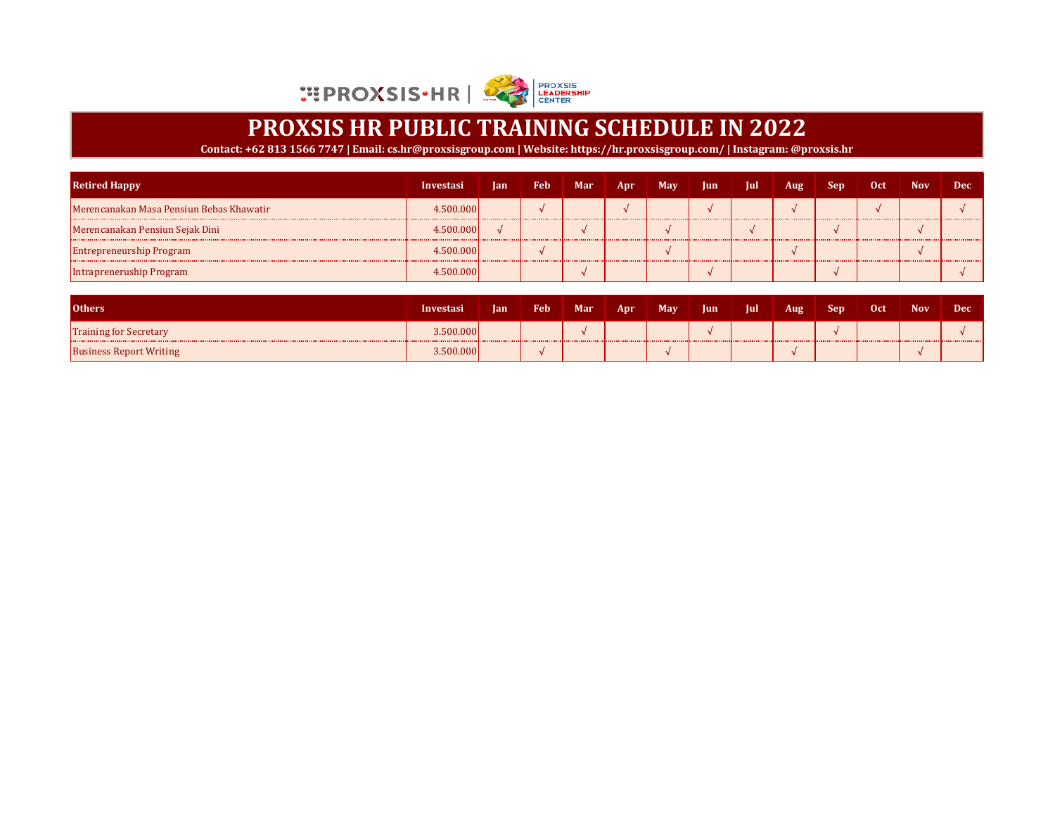# PROXSIS HR PUBLIC TRAINING SCHEDULE IN 2022

**Contact: +62 813 1566 7747 | Email: cs.hr@proxsisgroup.com | Website: https://hr.proxsisgroup.com/ | Instagram: @proxsis.hr**

| Retired Happy | Investasi | Jan | Feb | Mar | Apr | May | Jun | Jul | Aug | Sep | Oct | Nov | Dec |
|---|---|---|---|---|---|---|---|---|---|---|---|---|---|
| Merencanakan Masa Pensiun Bebas Khawatir | 4.500.000 | | √ | | √ | | √ | | √ | | √ | | √ |
| Merencanakan Pensiun Sejak Dini | 4.500.000 | √ | | √ | | √ | | √ | | √ | | √ | |
| Entrepreneurship Program | 4.500.000 | | √ | | | √ | | | √ | | | √ | |
| Intrapreneruship Program | 4.500.000 | | | √ | | | √ | | | √ | | | √ |

| Others | Investasi | Jan | Feb | Mar | Apr | May | Jun | Jul | Aug | Sep | Oct | Nov | Dec |
|---|---|---|---|---|---|---|---|---|---|---|---|---|---|
| Training for Secretary | 3.500.000 | | | √ | | | √ | | | √ | | | √ |
| Business Report Writing | 3.500.000 | | √ | | | √ | | | √ | | | √ | |